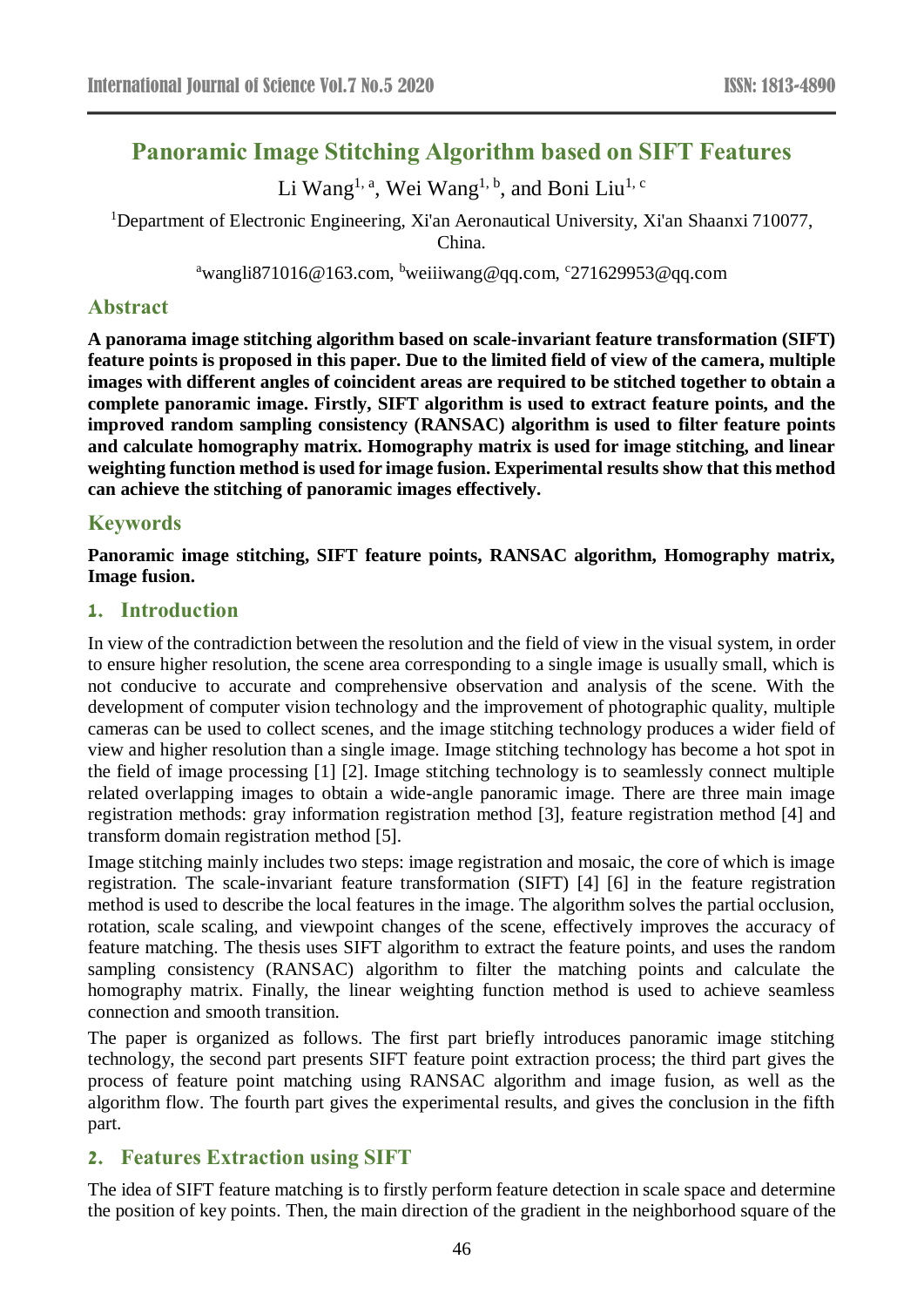# Panoramic Image Stitching Algorithm based on SIFT Features

Li Wang[1, a], Wei Wang[1, b], and Boni Liu[1, c]

[1]Department of Electronic Engineering, Xi'an Aeronautical University, Xi'an Shaanxi 710077, China.

[a]wangli871016@163.com, [b]weiiiwang@qq.com, [c]271629953@qq.com

## Abstract

**A panorama image stitching algorithm based on scale-invariant feature transformation (SIFT) feature points is proposed in this paper. Due to the limited field of view of the camera, multiple images with different angles of coincident areas are required to be stitched together to obtain a complete panoramic image. Firstly, SIFT algorithm is used to extract feature points, and the improved random sampling consistency (RANSAC) algorithm is used to filter feature points and calculate homography matrix. Homography matrix is used for image stitching, and linear weighting function method is used for image fusion. Experimental results show that this method can achieve the stitching of panoramic images effectively.**

## Keywords

**Panoramic image stitching, SIFT feature points, RANSAC algorithm, Homography matrix, Image fusion.**

## 1. Introduction

In view of the contradiction between the resolution and the field of view in the visual system, in order to ensure higher resolution, the scene area corresponding to a single image is usually small, which is not conducive to accurate and comprehensive observation and analysis of the scene. With the development of computer vision technology and the improvement of photographic quality, multiple cameras can be used to collect scenes, and the image stitching technology produces a wider field of view and higher resolution than a single image. Image stitching technology has become a hot spot in the field of image processing [1] [2]. Image stitching technology is to seamlessly connect multiple related overlapping images to obtain a wide-angle panoramic image. There are three main image registration methods: gray information registration method [3], feature registration method [4] and transform domain registration method [5].

Image stitching mainly includes two steps: image registration and mosaic, the core of which is image registration. The scale-invariant feature transformation (SIFT) [4] [6] in the feature registration method is used to describe the local features in the image. The algorithm solves the partial occlusion, rotation, scale scaling, and viewpoint changes of the scene, effectively improves the accuracy of feature matching. The thesis uses SIFT algorithm to extract the feature points, and uses the random sampling consistency (RANSAC) algorithm to filter the matching points and calculate the homography matrix. Finally, the linear weighting function method is used to achieve seamless connection and smooth transition.

The paper is organized as follows. The first part briefly introduces panoramic image stitching technology, the second part presents SIFT feature point extraction process; the third part gives the process of feature point matching using RANSAC algorithm and image fusion, as well as the algorithm flow. The fourth part gives the experimental results, and gives the conclusion in the fifth part.

## 2. Features Extraction using SIFT

The idea of SIFT feature matching is to firstly perform feature detection in scale space and determine the position of key points. Then, the main direction of the gradient in the neighborhood square of the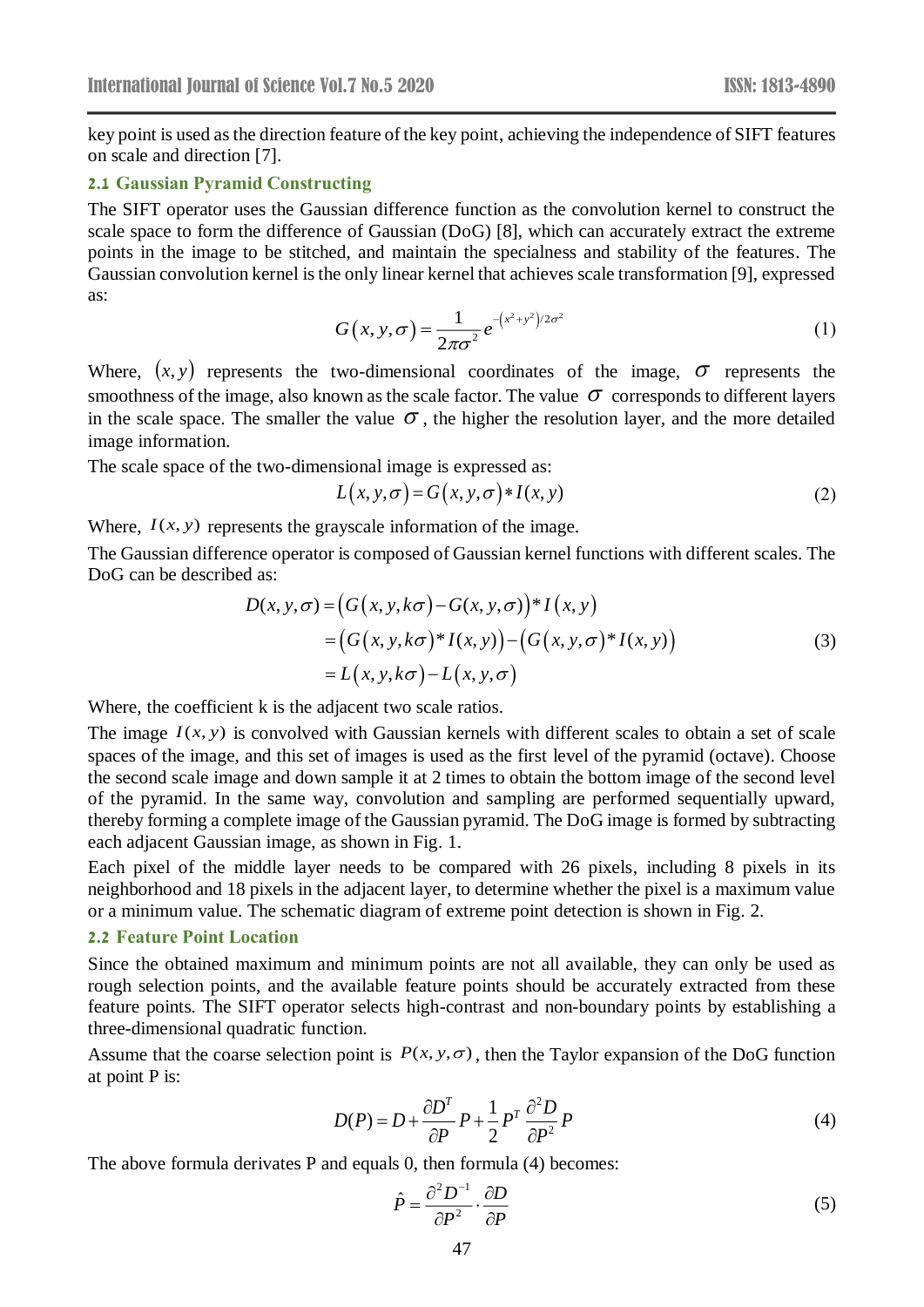key point is used as the direction feature of the key point, achieving the independence of SIFT features on scale and direction [7].

### 2.1 Gaussian Pyramid Constructing

The SIFT operator uses the Gaussian difference function as the convolution kernel to construct the scale space to form the difference of Gaussian (DoG) [8], which can accurately extract the extreme points in the image to be stitched, and maintain the specialness and stability of the features. The Gaussian convolution kernel is the only linear kernel that achieves scale transformation [9], expressed as:

$$G(x,y,\sigma)=\frac{1}{2\pi\sigma^2}e^{-\left(x^2+y^2\right)/2\sigma^2} \tag{1}$$

Where, $(x,y)$ represents the two-dimensional coordinates of the image, $\sigma$ represents the smoothness of the image, also known as the scale factor. The value $\sigma$ corresponds to different layers in the scale space. The smaller the value $\sigma$, the higher the resolution layer, and the more detailed image information.

The scale space of the two-dimensional image is expressed as:

$$L(x,y,\sigma)=G(x,y,\sigma)*I(x,y) \tag{2}$$

Where, $I(x,y)$ represents the grayscale information of the image.

The Gaussian difference operator is composed of Gaussian kernel functions with different scales. The DoG can be described as:

$$\begin{aligned} D(x,y,\sigma) &= \left(G(x,y,k\sigma)-G(x,y,\sigma)\right)*I(x,y) \\ &= \left(G(x,y,k\sigma)*I(x,y)\right)-\left(G(x,y,\sigma)*I(x,y)\right) \\ &= L(x,y,k\sigma)-L(x,y,\sigma) \end{aligned} \tag{3}$$

Where, the coefficient k is the adjacent two scale ratios.

The image $I(x,y)$ is convolved with Gaussian kernels with different scales to obtain a set of scale spaces of the image, and this set of images is used as the first level of the pyramid (octave). Choose the second scale image and down sample it at 2 times to obtain the bottom image of the second level of the pyramid. In the same way, convolution and sampling are performed sequentially upward, thereby forming a complete image of the Gaussian pyramid. The DoG image is formed by subtracting each adjacent Gaussian image, as shown in Fig. 1.

Each pixel of the middle layer needs to be compared with 26 pixels, including 8 pixels in its neighborhood and 18 pixels in the adjacent layer, to determine whether the pixel is a maximum value or a minimum value. The schematic diagram of extreme point detection is shown in Fig. 2.

### 2.2 Feature Point Location

Since the obtained maximum and minimum points are not all available, they can only be used as rough selection points, and the available feature points should be accurately extracted from these feature points. The SIFT operator selects high-contrast and non-boundary points by establishing a three-dimensional quadratic function.

Assume that the coarse selection point is $P(x,y,\sigma)$, then the Taylor expansion of the DoG function at point P is:

$$D(P)=D+\frac{\partial D^T}{\partial P}P+\frac{1}{2}P^T\frac{\partial^2 D}{\partial P^2}P \tag{4}$$

The above formula derivates P and equals 0, then formula (4) becomes:

$$\hat{P}=\frac{\partial^2 D^{-1}}{\partial P^2}\cdot\frac{\partial D}{\partial P} \tag{5}$$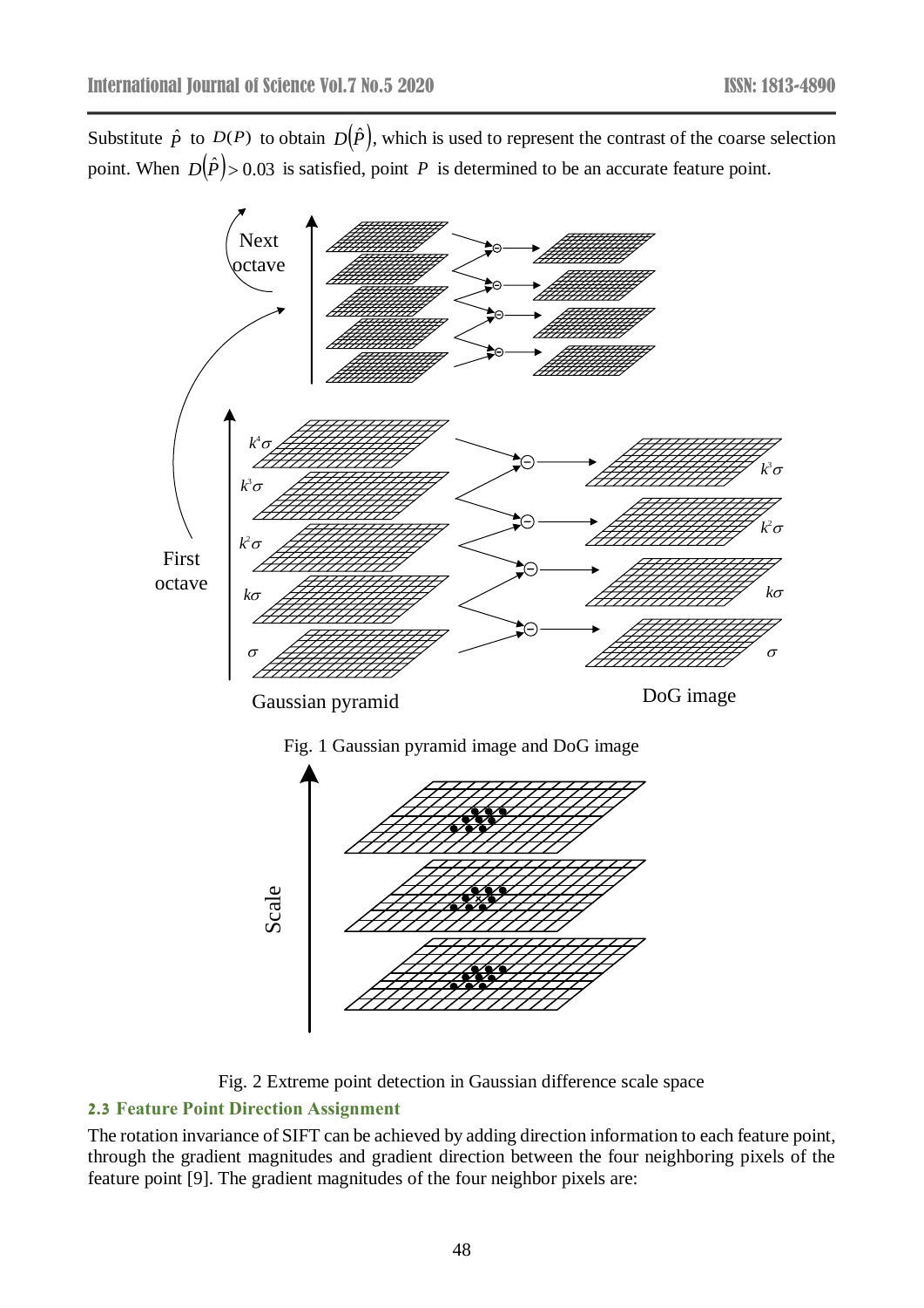Substitute $\hat{p}$ to $D(P)$ to obtain $D(\hat{P})$, which is used to represent the contrast of the coarse selection point. When $D(\hat{P}) > 0.03$ is satisfied, point $P$ is determined to be an accurate feature point.

Fig. 1 Gaussian pyramid image and DoG image

Fig. 2 Extreme point detection in Gaussian difference scale space

### 2.3 Feature Point Direction Assignment

The rotation invariance of SIFT can be achieved by adding direction information to each feature point, through the gradient magnitudes and gradient direction between the four neighboring pixels of the feature point [9]. The gradient magnitudes of the four neighbor pixels are: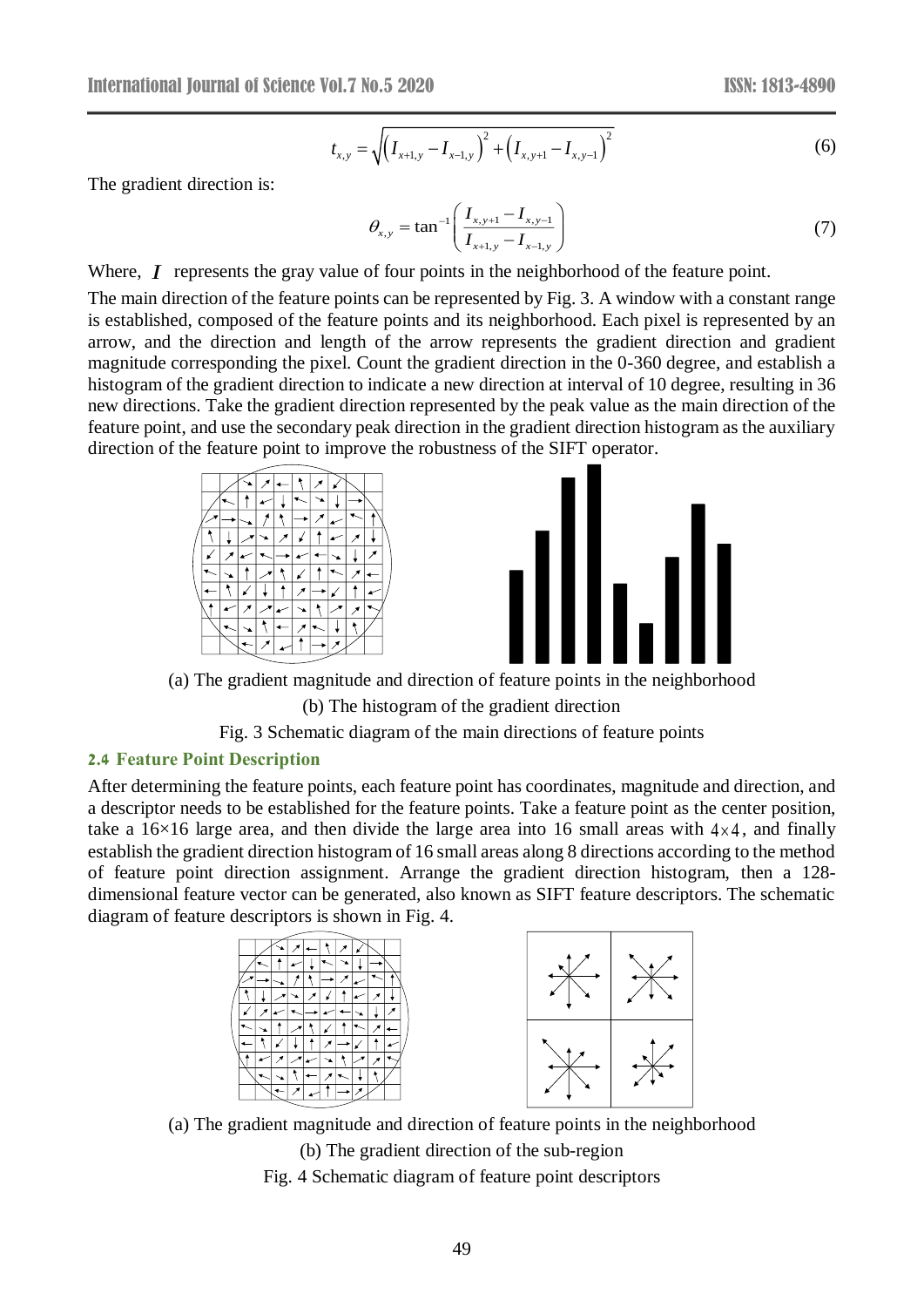$$t_{x,y} = \sqrt{\left(I_{x+1,y} - I_{x-1,y}\right)^2 + \left(I_{x,y+1} - I_{x,y-1}\right)^2} \tag{6}$$

The gradient direction is:

$$\theta_{x,y} = \tan^{-1}\left(\frac{I_{x,y+1} - I_{x,y-1}}{I_{x+1,y} - I_{x-1,y}}\right) \tag{7}$$

Where, $I$ represents the gray value of four points in the neighborhood of the feature point.

The main direction of the feature points can be represented by Fig. 3. A window with a constant range is established, composed of the feature points and its neighborhood. Each pixel is represented by an arrow, and the direction and length of the arrow represents the gradient direction and gradient magnitude corresponding the pixel. Count the gradient direction in the 0-360 degree, and establish a histogram of the gradient direction to indicate a new direction at interval of 10 degree, resulting in 36 new directions. Take the gradient direction represented by the peak value as the main direction of the feature point, and use the secondary peak direction in the gradient direction histogram as the auxiliary direction of the feature point to improve the robustness of the SIFT operator.

(a) The gradient magnitude and direction of feature points in the neighborhood

(b) The histogram of the gradient direction

Fig. 3 Schematic diagram of the main directions of feature points

### 2.4 Feature Point Description

After determining the feature points, each feature point has coordinates, magnitude and direction, and a descriptor needs to be established for the feature points. Take a feature point as the center position, take a 16×16 large area, and then divide the large area into 16 small areas with $4 \times 4$, and finally establish the gradient direction histogram of 16 small areas along 8 directions according to the method of feature point direction assignment. Arrange the gradient direction histogram, then a 128-dimensional feature vector can be generated, also known as SIFT feature descriptors. The schematic diagram of feature descriptors is shown in Fig. 4.

(a) The gradient magnitude and direction of feature points in the neighborhood

(b) The gradient direction of the sub-region

Fig. 4 Schematic diagram of feature point descriptors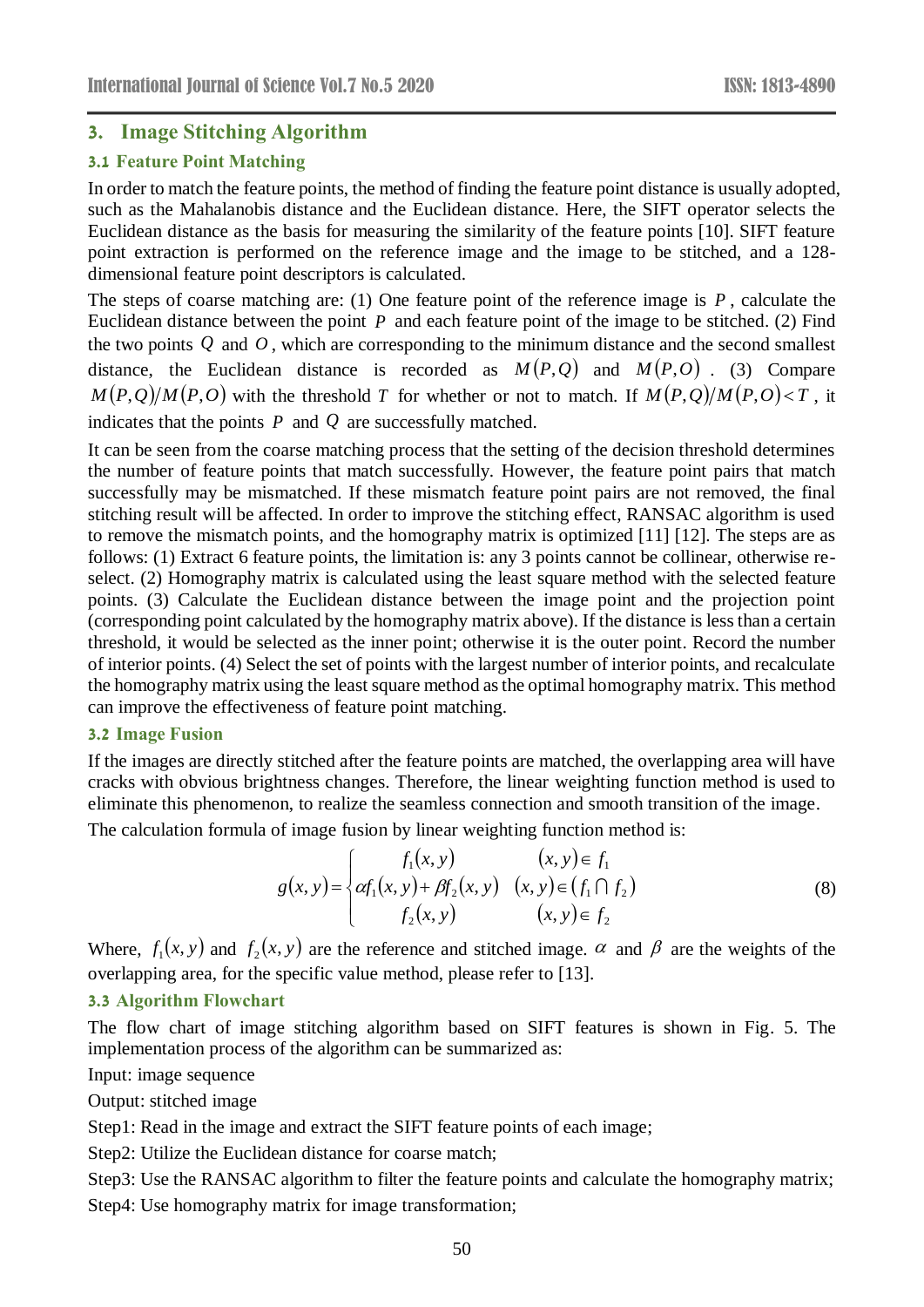## 3. Image Stitching Algorithm

### 3.1 Feature Point Matching

In order to match the feature points, the method of finding the feature point distance is usually adopted, such as the Mahalanobis distance and the Euclidean distance. Here, the SIFT operator selects the Euclidean distance as the basis for measuring the similarity of the feature points [10]. SIFT feature point extraction is performed on the reference image and the image to be stitched, and a 128-dimensional feature point descriptors is calculated.

The steps of coarse matching are: (1) One feature point of the reference image is $P$, calculate the Euclidean distance between the point $P$ and each feature point of the image to be stitched. (2) Find the two points $Q$ and $O$, which are corresponding to the minimum distance and the second smallest distance, the Euclidean distance is recorded as $M(P,Q)$ and $M(P,O)$. (3) Compare $M(P,Q)/M(P,O)$ with the threshold $T$ for whether or not to match. If $M(P,Q)/M(P,O)<T$, it indicates that the points $P$ and $Q$ are successfully matched.

It can be seen from the coarse matching process that the setting of the decision threshold determines the number of feature points that match successfully. However, the feature point pairs that match successfully may be mismatched. If these mismatch feature point pairs are not removed, the final stitching result will be affected. In order to improve the stitching effect, RANSAC algorithm is used to remove the mismatch points, and the homography matrix is optimized [11] [12]. The steps are as follows: (1) Extract 6 feature points, the limitation is: any 3 points cannot be collinear, otherwise re-select. (2) Homography matrix is calculated using the least square method with the selected feature points. (3) Calculate the Euclidean distance between the image point and the projection point (corresponding point calculated by the homography matrix above). If the distance is less than a certain threshold, it would be selected as the inner point; otherwise it is the outer point. Record the number of interior points. (4) Select the set of points with the largest number of interior points, and recalculate the homography matrix using the least square method as the optimal homography matrix. This method can improve the effectiveness of feature point matching.

### 3.2 Image Fusion

If the images are directly stitched after the feature points are matched, the overlapping area will have cracks with obvious brightness changes. Therefore, the linear weighting function method is used to eliminate this phenomenon, to realize the seamless connection and smooth transition of the image.

The calculation formula of image fusion by linear weighting function method is:

$$g(x,y)=\begin{cases} f_1(x,y) & (x,y)\in f_1 \\ \alpha f_1(x,y)+\beta f_2(x,y) & (x,y)\in(f_1\cap f_2) \\ f_2(x,y) & (x,y)\in f_2 \end{cases} \tag{8}$$

Where, $f_1(x,y)$ and $f_2(x,y)$ are the reference and stitched image. $\alpha$ and $\beta$ are the weights of the overlapping area, for the specific value method, please refer to [13].

### 3.3 Algorithm Flowchart

The flow chart of image stitching algorithm based on SIFT features is shown in Fig. 5. The implementation process of the algorithm can be summarized as:

Input: image sequence

Output: stitched image

Step1: Read in the image and extract the SIFT feature points of each image;

Step2: Utilize the Euclidean distance for coarse match;

Step3: Use the RANSAC algorithm to filter the feature points and calculate the homography matrix;

Step4: Use homography matrix for image transformation;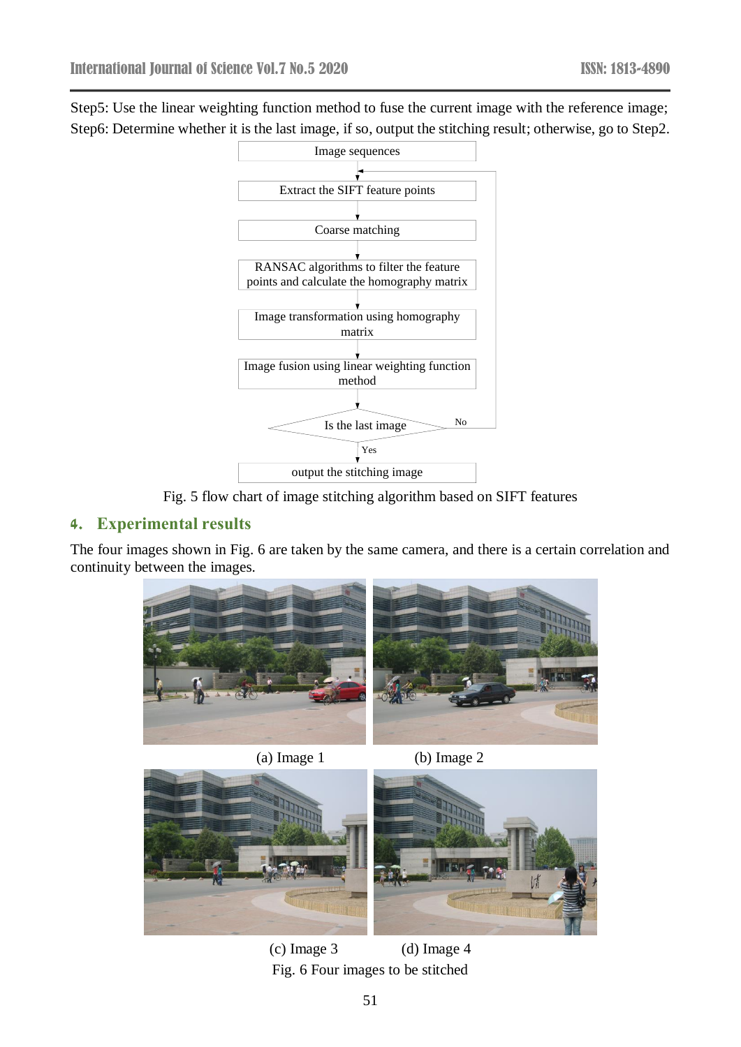Step5: Use the linear weighting function method to fuse the current image with the reference image;

Step6: Determine whether it is the last image, if so, output the stitching result; otherwise, go to Step2.

Fig. 5 flow chart of image stitching algorithm based on SIFT features

## 4. Experimental results

The four images shown in Fig. 6 are taken by the same camera, and there is a certain correlation and continuity between the images.

(a) Image 1

(b) Image 2

(c) Image 3

(d) Image 4

Fig. 6 Four images to be stitched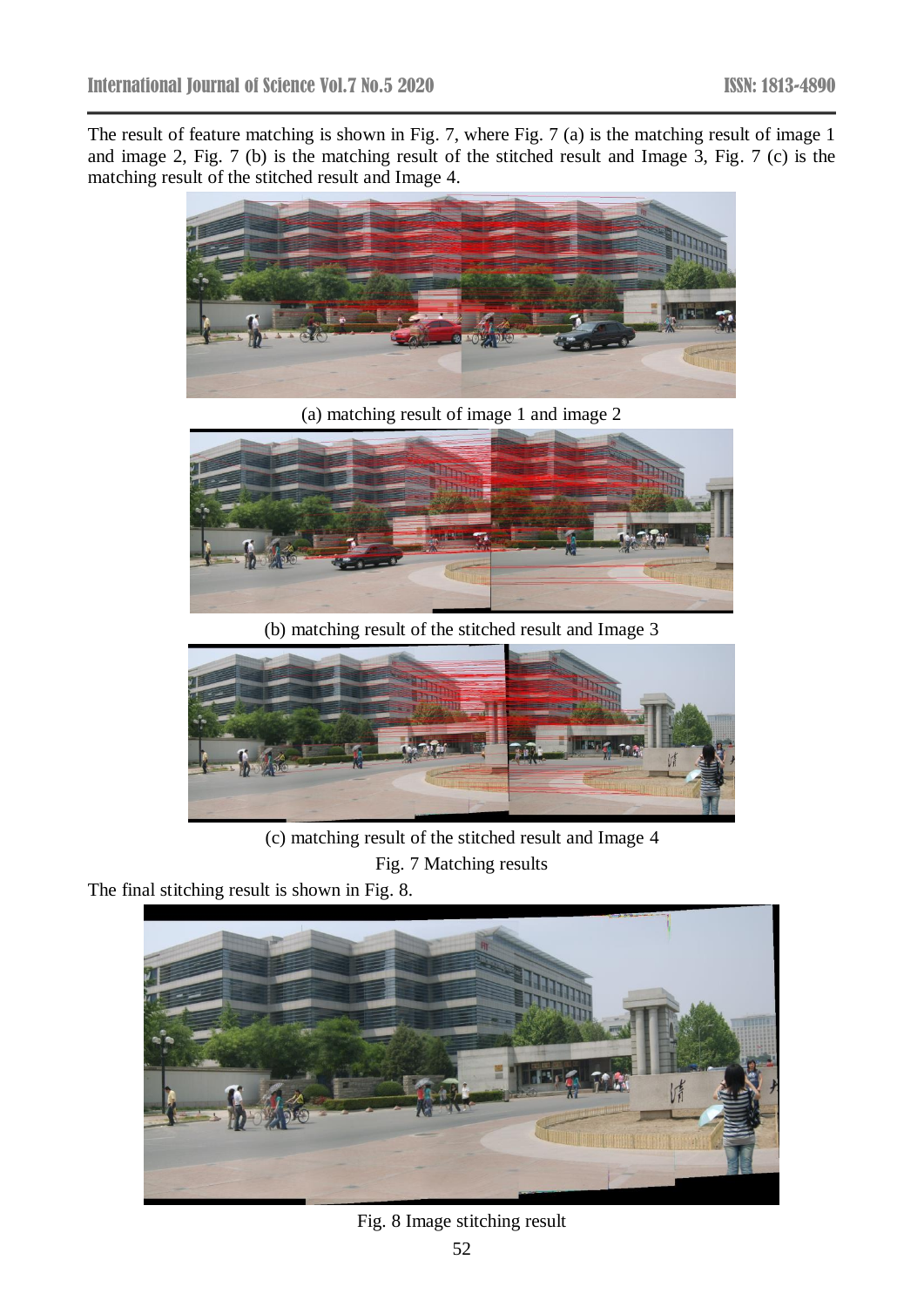The result of feature matching is shown in Fig. 7, where Fig. 7 (a) is the matching result of image 1 and image 2, Fig. 7 (b) is the matching result of the stitched result and Image 3, Fig. 7 (c) is the matching result of the stitched result and Image 4.

(a) matching result of image 1 and image 2

(b) matching result of the stitched result and Image 3

(c) matching result of the stitched result and Image 4

Fig. 7 Matching results

The final stitching result is shown in Fig. 8.

Fig. 8 Image stitching result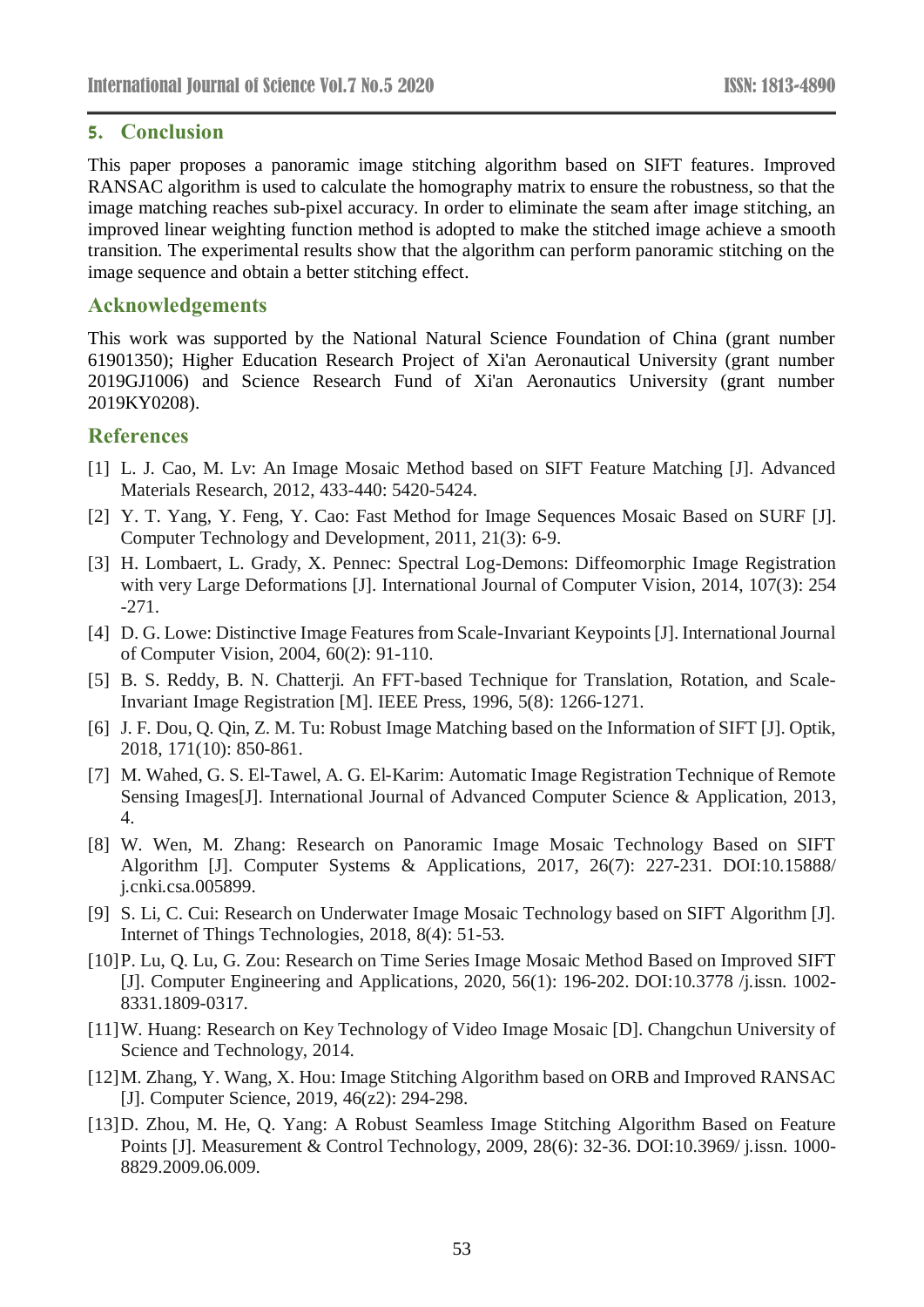## 5. Conclusion

This paper proposes a panoramic image stitching algorithm based on SIFT features. Improved RANSAC algorithm is used to calculate the homography matrix to ensure the robustness, so that the image matching reaches sub-pixel accuracy. In order to eliminate the seam after image stitching, an improved linear weighting function method is adopted to make the stitched image achieve a smooth transition. The experimental results show that the algorithm can perform panoramic stitching on the image sequence and obtain a better stitching effect.

## Acknowledgements

This work was supported by the National Natural Science Foundation of China (grant number 61901350); Higher Education Research Project of Xi'an Aeronautical University (grant number 2019GJ1006) and Science Research Fund of Xi'an Aeronautics University (grant number 2019KY0208).

## References

[1] L. J. Cao, M. Lv: An Image Mosaic Method based on SIFT Feature Matching [J]. Advanced Materials Research, 2012, 433-440: 5420-5424.

[2] Y. T. Yang, Y. Feng, Y. Cao: Fast Method for Image Sequences Mosaic Based on SURF [J]. Computer Technology and Development, 2011, 21(3): 6-9.

[3] H. Lombaert, L. Grady, X. Pennec: Spectral Log-Demons: Diffeomorphic Image Registration with very Large Deformations [J]. International Journal of Computer Vision, 2014, 107(3): 254 -271.

[4] D. G. Lowe: Distinctive Image Features from Scale-Invariant Keypoints [J]. International Journal of Computer Vision, 2004, 60(2): 91-110.

[5] B. S. Reddy, B. N. Chatterji. An FFT-based Technique for Translation, Rotation, and Scale-Invariant Image Registration [M]. IEEE Press, 1996, 5(8): 1266-1271.

[6] J. F. Dou, Q. Qin, Z. M. Tu: Robust Image Matching based on the Information of SIFT [J]. Optik, 2018, 171(10): 850-861.

[7] M. Wahed, G. S. El-Tawel, A. G. El-Karim: Automatic Image Registration Technique of Remote Sensing Images[J]. International Journal of Advanced Computer Science & Application, 2013, 4.

[8] W. Wen, M. Zhang: Research on Panoramic Image Mosaic Technology Based on SIFT Algorithm [J]. Computer Systems & Applications, 2017, 26(7): 227-231. DOI:10.15888/ j.cnki.csa.005899.

[9] S. Li, C. Cui: Research on Underwater Image Mosaic Technology based on SIFT Algorithm [J]. Internet of Things Technologies, 2018, 8(4): 51-53.

[10] P. Lu, Q. Lu, G. Zou: Research on Time Series Image Mosaic Method Based on Improved SIFT [J]. Computer Engineering and Applications, 2020, 56(1): 196-202. DOI:10.3778 /j.issn. 1002-8331.1809-0317.

[11] W. Huang: Research on Key Technology of Video Image Mosaic [D]. Changchun University of Science and Technology, 2014.

[12] M. Zhang, Y. Wang, X. Hou: Image Stitching Algorithm based on ORB and Improved RANSAC [J]. Computer Science, 2019, 46(z2): 294-298.

[13] D. Zhou, M. He, Q. Yang: A Robust Seamless Image Stitching Algorithm Based on Feature Points [J]. Measurement & Control Technology, 2009, 28(6): 32-36. DOI:10.3969/ j.issn. 1000-8829.2009.06.009.